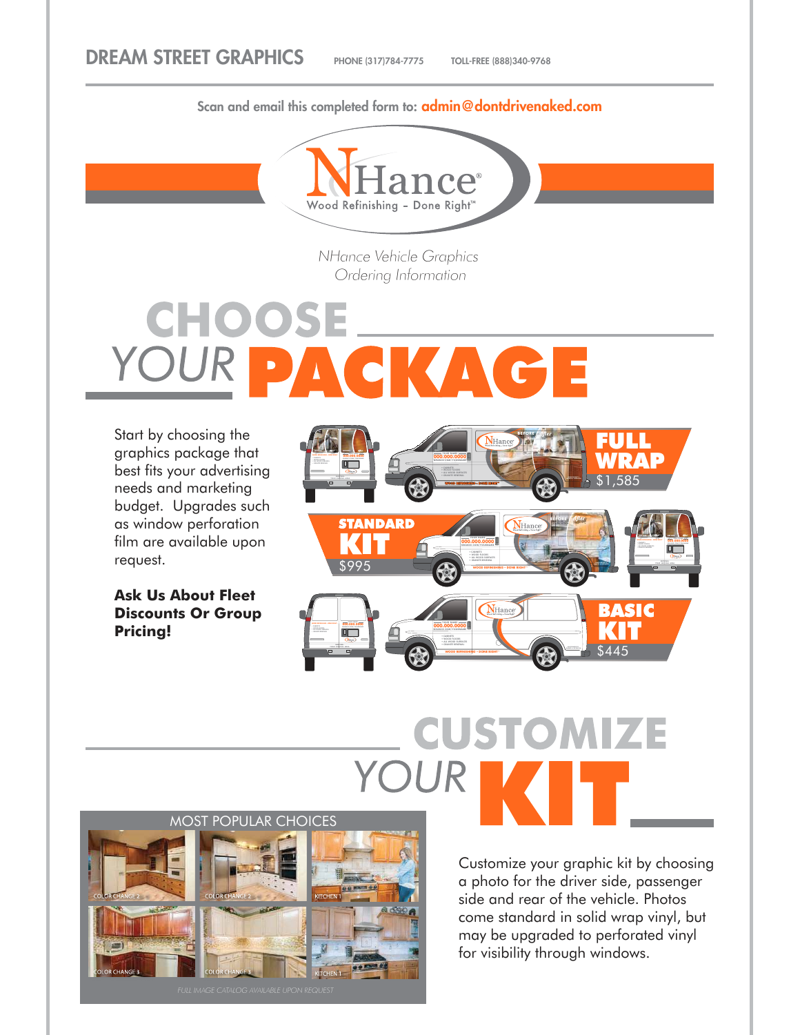DREAM STREET GRAPHICS PHONE (317)784-7775 TOLL-FREE (888)340-9768

Scan and email this completed form to: **admin@dontdrivenaked.com**

NHance® Wood Refinishing – Done Right™

*NHance Vehicle Graphics*
*Ordering Information*

# CHOOSE YOUR PACKAGE

Start by choosing the graphics package that best fits your advertising needs and marketing budget. Upgrades such as window perforation film are available upon request.

**Ask Us About Fleet Discounts Or Group Pricing!**

**FULL WRAP**
$1,585

**STANDARD KIT**
$995

**BASIC KIT**
$445

# CUSTOMIZE YOUR KIT

Customize your graphic kit by choosing a photo for the driver side, passenger side and rear of the vehicle. Photos come standard in solid wrap vinyl, but may be upgraded to perforated vinyl for visibility through windows.

MOST POPULAR CHOICES

COLOR CHANGE 2
COLOR CHANGE 2
KITCHEN 1
COLOR CHANGE 3
COLOR CHANGE 3
KITCHEN 1

*FULL IMAGE CATALOG AVAILABLE UPON REQUEST*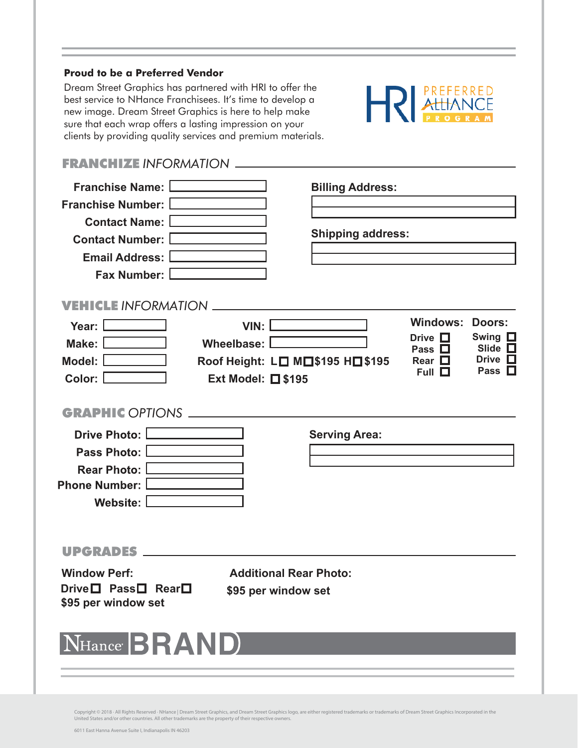**Proud to be a Preferred Vendor**

Dream Street Graphics has partnered with HRI to offer the best service to NHance Franchisees. It's time to develop a new image. Dream Street Graphics is here to help make sure that each wrap offers a lasting impression on your clients by providing quality services and premium materials.

HRI PREFERRED ALLIANCE PROGRAM

## FRANCHIZE INFORMATION

**Franchise Name:**

**Franchise Number:**

**Contact Name:**

**Contact Number:**

**Email Address:**

**Fax Number:**

**Billing Address:**

**Shipping address:**

## VEHICLE INFORMATION

**Year:**

**Make:**

**Model:**

**Color:**

**VIN:**

**Wheelbase:**

**Roof Height:** L ☐ M ☐ $195 H ☐ $195

**Ext Model:** ☐ $195

**Windows:**
- Drive ☐
- Pass ☐
- Rear ☐
- Full ☐

**Doors:**
- Swing ☐
- Slide ☐
- Drive ☐
- Pass ☐

## GRAPHIC OPTIONS

**Drive Photo:**

**Pass Photo:**

**Rear Photo:**

**Phone Number:**

**Website:**

**Serving Area:**

## UPGRADES

**Window Perf:**
Drive ☐ Pass ☐ Rear ☐
**$95 per window set**

**Additional Rear Photo:**
**$95 per window set**

NHance BRAND

Copyright © 2018 · All Rights Reserved · NHance | Dream Street Graphics, and Dream Street Graphics logo, are either registered trademarks or trademarks of Dream Street Graphics Incorporated in the United States and/or other countries. All other trademarks are the property of their respective owners.

6011 East Hanna Avenue Suite I, Indianapolis IN 46203